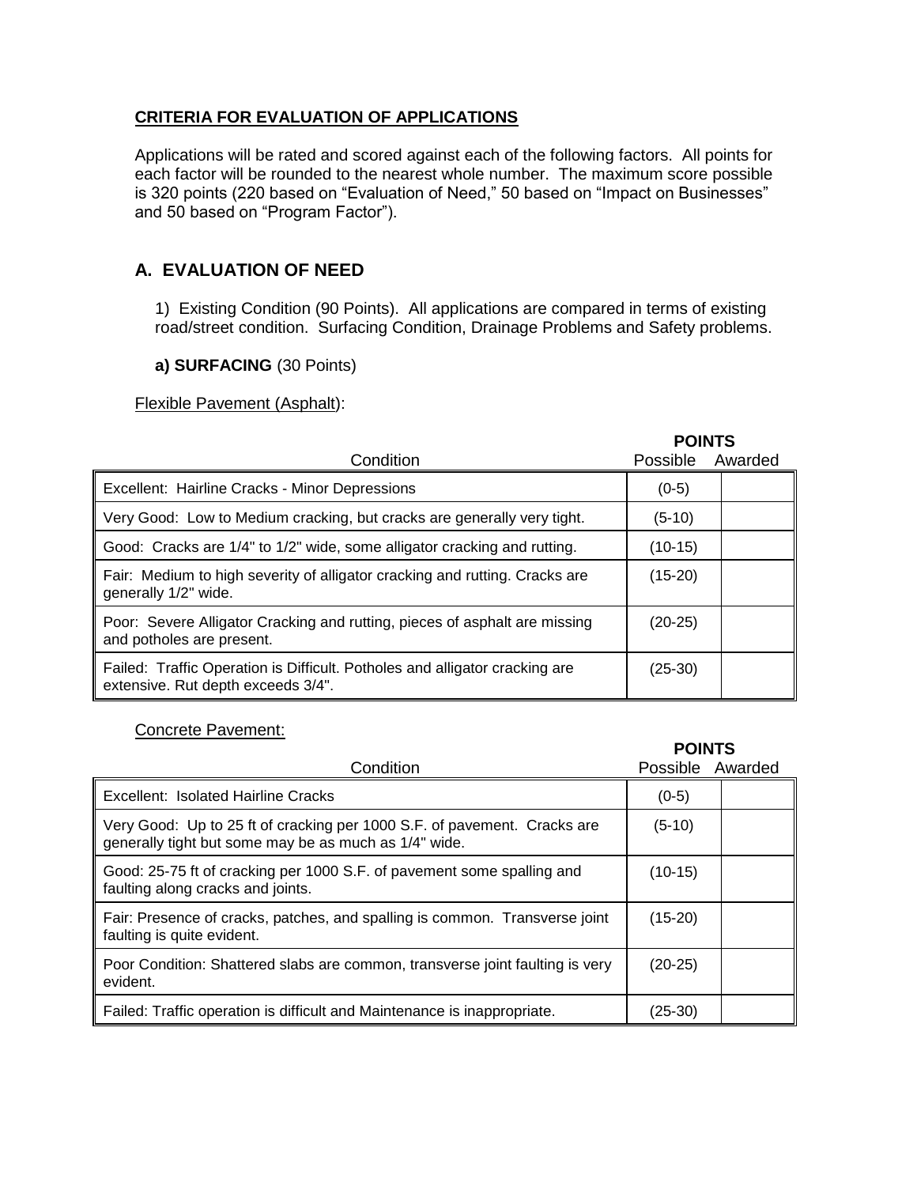**CRITERIA FOR EVALUATION OF APPLICATIONS**

Applications will be rated and scored against each of the following factors. All points for each factor will be rounded to the nearest whole number. The maximum score possible is 320 points (220 based on "Evaluation of Need," 50 based on "Impact on Businesses" and 50 based on "Program Factor").

## A. EVALUATION OF NEED

1) Existing Condition (90 Points). All applications are compared in terms of existing road/street condition. Surfacing Condition, Drainage Problems and Safety problems.

**a) SURFACING** (30 Points)

Flexible Pavement (Asphalt):

| Condition | POINTS Possible | Awarded |
|---|---|---|
| Excellent: Hairline Cracks - Minor Depressions | (0-5) | |
| Very Good: Low to Medium cracking, but cracks are generally very tight. | (5-10) | |
| Good: Cracks are 1/4" to 1/2" wide, some alligator cracking and rutting. | (10-15) | |
| Fair: Medium to high severity of alligator cracking and rutting. Cracks are generally 1/2" wide. | (15-20) | |
| Poor: Severe Alligator Cracking and rutting, pieces of asphalt are missing and potholes are present. | (20-25) | |
| Failed: Traffic Operation is Difficult. Potholes and alligator cracking are extensive. Rut depth exceeds 3/4". | (25-30) | |

Concrete Pavement:

| Condition | POINTS Possible | Awarded |
|---|---|---|
| Excellent: Isolated Hairline Cracks | (0-5) | |
| Very Good: Up to 25 ft of cracking per 1000 S.F. of pavement. Cracks are generally tight but some may be as much as 1/4" wide. | (5-10) | |
| Good: 25-75 ft of cracking per 1000 S.F. of pavement some spalling and faulting along cracks and joints. | (10-15) | |
| Fair: Presence of cracks, patches, and spalling is common. Transverse joint faulting is quite evident. | (15-20) | |
| Poor Condition: Shattered slabs are common, transverse joint faulting is very evident. | (20-25) | |
| Failed: Traffic operation is difficult and Maintenance is inappropriate. | (25-30) | |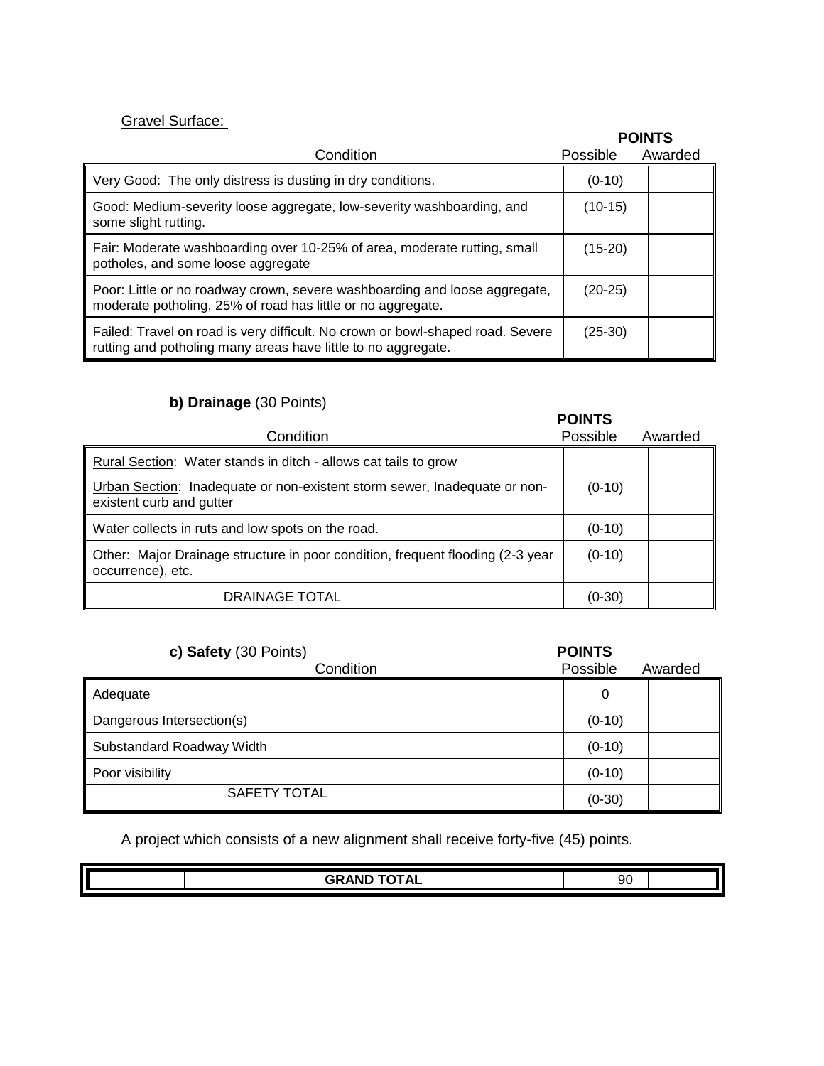Gravel Surface:

| Condition | POINTS Possible | Awarded |
| --- | --- | --- |
| Very Good: The only distress is dusting in dry conditions. | (0-10) | |
| Good: Medium-severity loose aggregate, low-severity washboarding, and some slight rutting. | (10-15) | |
| Fair: Moderate washboarding over 10-25% of area, moderate rutting, small potholes, and some loose aggregate | (15-20) | |
| Poor: Little or no roadway crown, severe washboarding and loose aggregate, moderate potholing, 25% of road has little or no aggregate. | (20-25) | |
| Failed: Travel on road is very difficult. No crown or bowl-shaped road. Severe rutting and potholing many areas have little to no aggregate. | (25-30) | |

**b) Drainage** (30 Points)

| Condition | POINTS Possible | Awarded |
| --- | --- | --- |
| Rural Section: Water stands in ditch - allows cat tails to grow<br>Urban Section: Inadequate or non-existent storm sewer, Inadequate or non-existent curb and gutter | (0-10) | |
| Water collects in ruts and low spots on the road. | (0-10) | |
| Other: Major Drainage structure in poor condition, frequent flooding (2-3 year occurrence), etc. | (0-10) | |
| DRAINAGE TOTAL | (0-30) | |

**c) Safety** (30 Points)

| Condition | POINTS Possible | Awarded |
| --- | --- | --- |
| Adequate | 0 | |
| Dangerous Intersection(s) | (0-10) | |
| Substandard Roadway Width | (0-10) | |
| Poor visibility | (0-10) | |
| SAFETY TOTAL | (0-30) | |

A project which consists of a new alignment shall receive forty-five (45) points.

| | GRAND TOTAL | 90 | |
| --- | --- | --- | --- |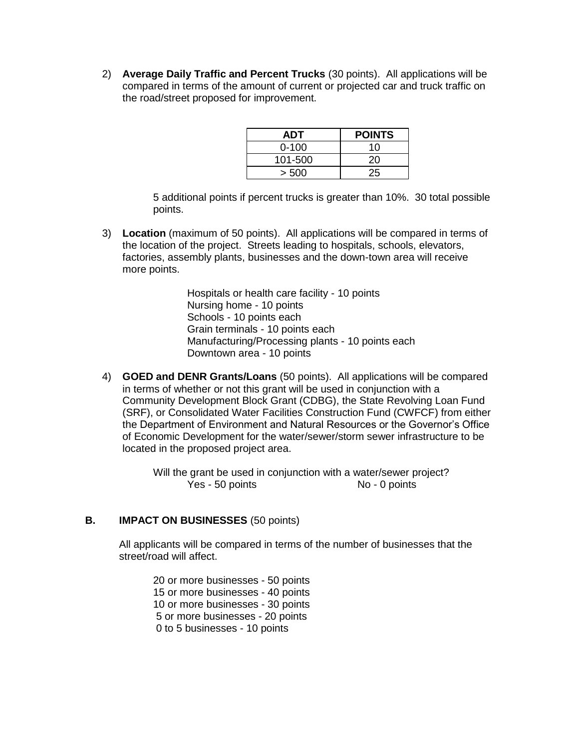2) **Average Daily Traffic and Percent Trucks** (30 points). All applications will be compared in terms of the amount of current or projected car and truck traffic on the road/street proposed for improvement.

| ADT | POINTS |
|---|---|
| 0-100 | 10 |
| 101-500 | 20 |
| > 500 | 25 |

5 additional points if percent trucks is greater than 10%. 30 total possible points.

3) **Location** (maximum of 50 points). All applications will be compared in terms of the location of the project. Streets leading to hospitals, schools, elevators, factories, assembly plants, businesses and the down-town area will receive more points.

Hospitals or health care facility - 10 points
Nursing home - 10 points
Schools - 10 points each
Grain terminals - 10 points each
Manufacturing/Processing plants - 10 points each
Downtown area - 10 points

4) **GOED and DENR Grants/Loans** (50 points). All applications will be compared in terms of whether or not this grant will be used in conjunction with a Community Development Block Grant (CDBG), the State Revolving Loan Fund (SRF), or Consolidated Water Facilities Construction Fund (CWFCF) from either the Department of Environment and Natural Resources or the Governor's Office of Economic Development for the water/sewer/storm sewer infrastructure to be located in the proposed project area.

Will the grant be used in conjunction with a water/sewer project?
Yes - 50 points    No - 0 points

**B. IMPACT ON BUSINESSES** (50 points)

All applicants will be compared in terms of the number of businesses that the street/road will affect.

20 or more businesses - 50 points
15 or more businesses - 40 points
10 or more businesses - 30 points
5 or more businesses - 20 points
0 to 5 businesses - 10 points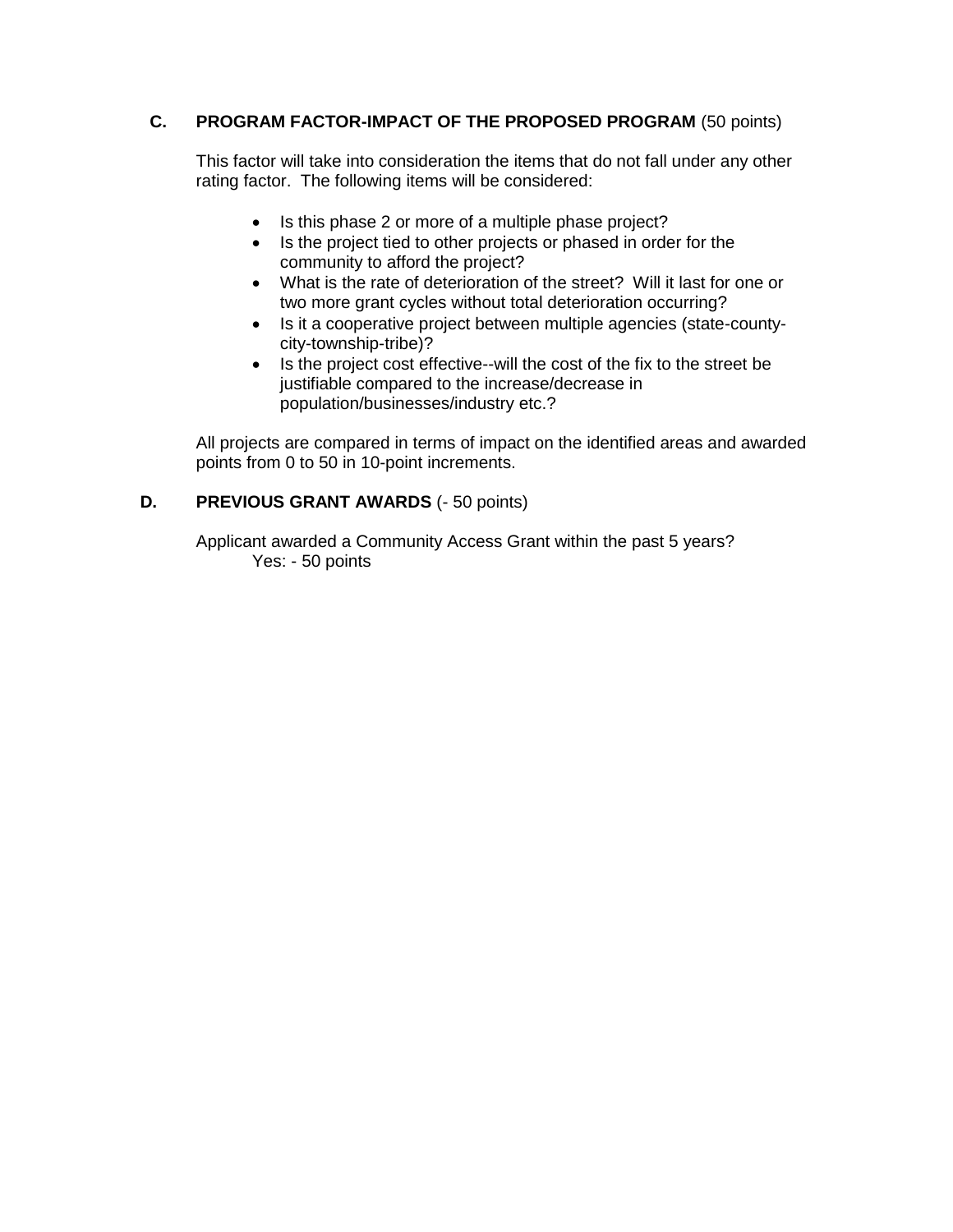### C. PROGRAM FACTOR-IMPACT OF THE PROPOSED PROGRAM (50 points)

This factor will take into consideration the items that do not fall under any other rating factor. The following items will be considered:

- Is this phase 2 or more of a multiple phase project?
- Is the project tied to other projects or phased in order for the community to afford the project?
- What is the rate of deterioration of the street? Will it last for one or two more grant cycles without total deterioration occurring?
- Is it a cooperative project between multiple agencies (state-county-city-township-tribe)?
- Is the project cost effective--will the cost of the fix to the street be justifiable compared to the increase/decrease in population/businesses/industry etc.?

All projects are compared in terms of impact on the identified areas and awarded points from 0 to 50 in 10-point increments.

### D. PREVIOUS GRANT AWARDS (- 50 points)

Applicant awarded a Community Access Grant within the past 5 years?
Yes: - 50 points